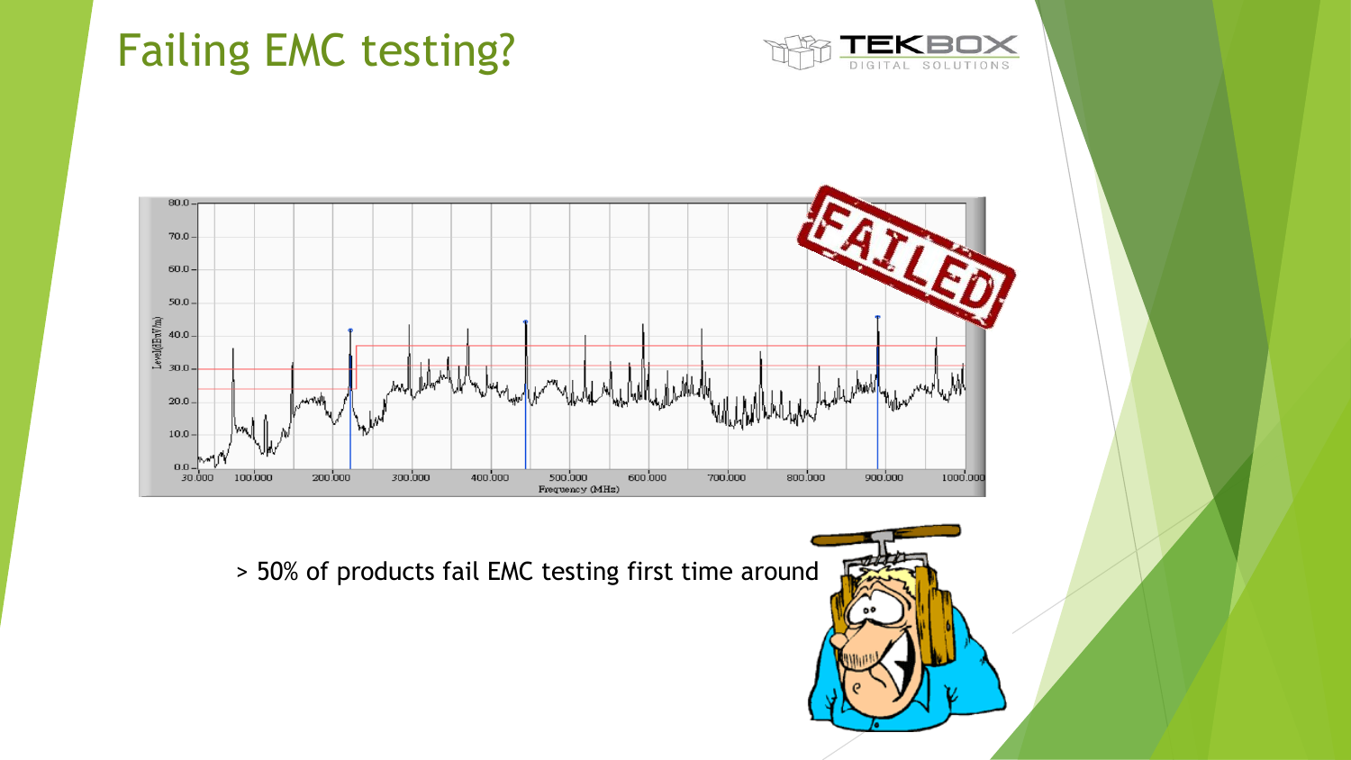# Failing EMC testing?

> 50% of products fail EMC testing first time around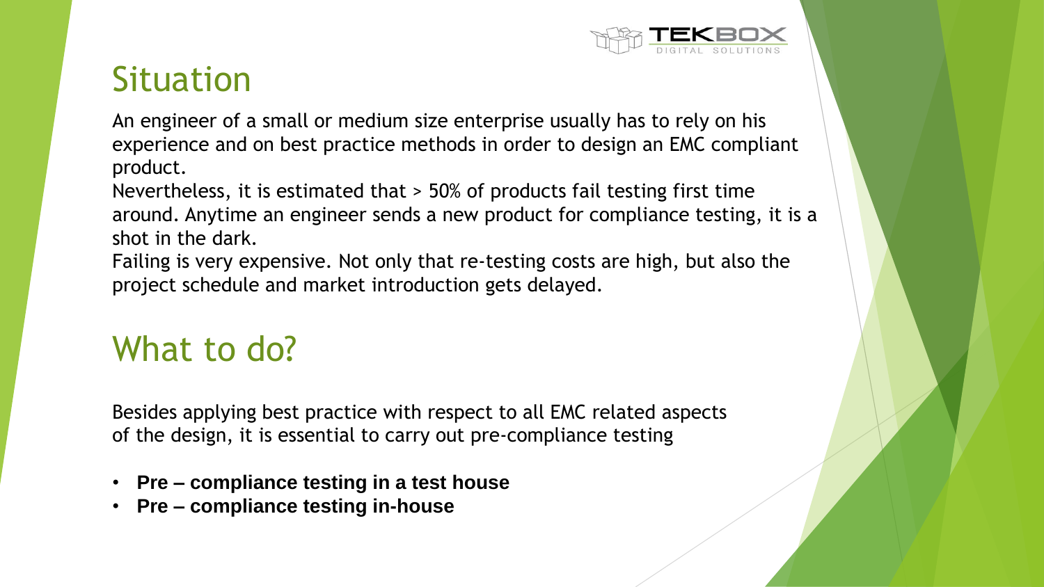## Situation

An engineer of a small or medium size enterprise usually has to rely on his experience and on best practice methods in order to design an EMC compliant product.
Nevertheless, it is estimated that > 50% of products fail testing first time around. Anytime an engineer sends a new product for compliance testing, it is a shot in the dark.
Failing is very expensive. Not only that re-testing costs are high, but also the project schedule and market introduction gets delayed.

## What to do?

Besides applying best practice with respect to all EMC related aspects of the design, it is essential to carry out pre-compliance testing

- **Pre – compliance testing in a test house**
- **Pre – compliance testing in-house**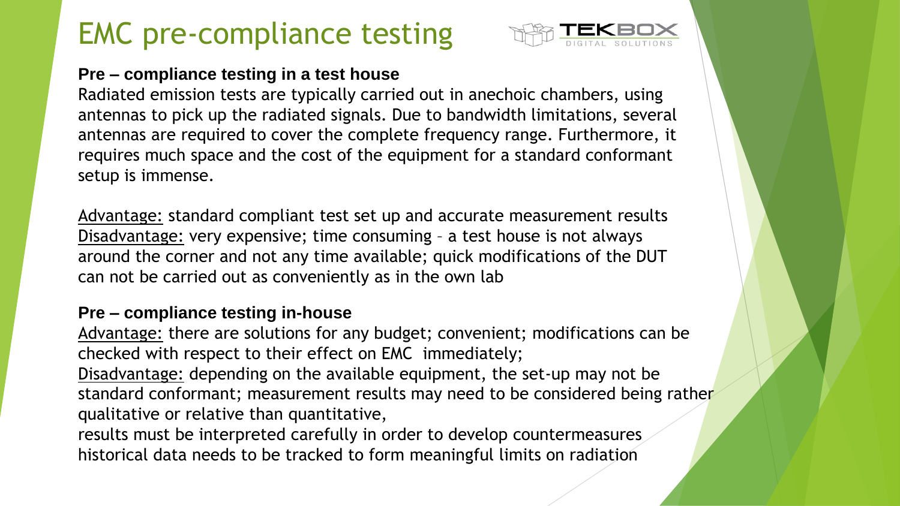# EMC pre-compliance testing

**Pre – compliance testing in a test house**

Radiated emission tests are typically carried out in anechoic chambers, using antennas to pick up the radiated signals. Due to bandwidth limitations, several antennas are required to cover the complete frequency range. Furthermore, it requires much space and the cost of the equipment for a standard conformant setup is immense.

Advantage: standard compliant test set up and accurate measurement results
Disadvantage: very expensive; time consuming – a test house is not always around the corner and not any time available; quick modifications of the DUT can not be carried out as conveniently as in the own lab

**Pre – compliance testing in-house**

Advantage: there are solutions for any budget; convenient; modifications can be checked with respect to their effect on EMC immediately;
Disadvantage: depending on the available equipment, the set-up may not be standard conformant; measurement results may need to be considered being rather qualitative or relative than quantitative,
results must be interpreted carefully in order to develop countermeasures
historical data needs to be tracked to form meaningful limits on radiation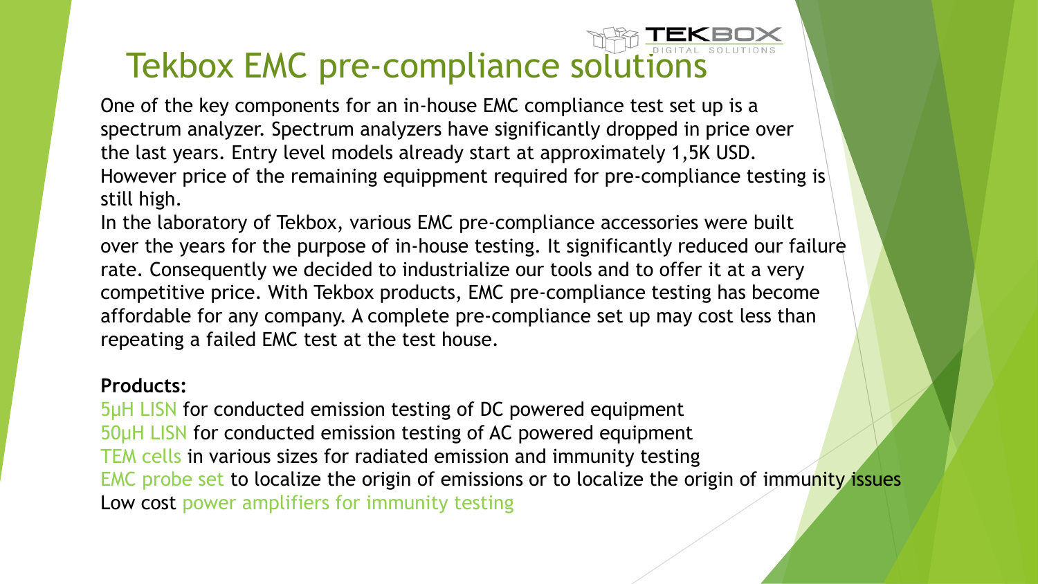# Tekbox EMC pre-compliance solutions

One of the key components for an in-house EMC compliance test set up is a spectrum analyzer. Spectrum analyzers have significantly dropped in price over the last years. Entry level models already start at approximately 1,5K USD. However price of the remaining equippment required for pre-compliance testing is still high.

In the laboratory of Tekbox, various EMC pre-compliance accessories were built over the years for the purpose of in-house testing. It significantly reduced our failure rate. Consequently we decided to industrialize our tools and to offer it at a very competitive price. With Tekbox products, EMC pre-compliance testing has become affordable for any company. A complete pre-compliance set up may cost less than repeating a failed EMC test at the test house.

**Products:**

5µH LISN for conducted emission testing of DC powered equipment
50µH LISN for conducted emission testing of AC powered equipment
TEM cells in various sizes for radiated emission and immunity testing
EMC probe set to localize the origin of emissions or to localize the origin of immunity issues
Low cost power amplifiers for immunity testing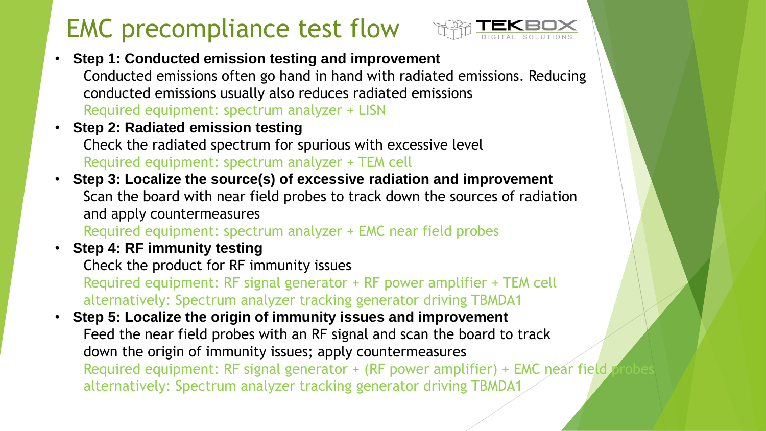# EMC precompliance test flow

- **Step 1: Conducted emission testing and improvement**
  Conducted emissions often go hand in hand with radiated emissions. Reducing conducted emissions usually also reduces radiated emissions
  Required equipment: spectrum analyzer + LISN
- **Step 2: Radiated emission testing**
  Check the radiated spectrum for spurious with excessive level
  Required equipment: spectrum analyzer + TEM cell
- **Step 3: Localize the source(s) of excessive radiation and improvement**
  Scan the board with near field probes to track down the sources of radiation and apply countermeasures
  Required equipment: spectrum analyzer + EMC near field probes
- **Step 4: RF immunity testing**
  Check the product for RF immunity issues
  Required equipment: RF signal generator + RF power amplifier + TEM cell
  alternatively: Spectrum analyzer tracking generator driving TBMDA1
- **Step 5: Localize the origin of immunity issues and improvement**
  Feed the near field probes with an RF signal and scan the board to track down the origin of immunity issues; apply countermeasures
  Required equipment: RF signal generator + (RF power amplifier) + EMC near field probes
  alternatively: Spectrum analyzer tracking generator driving TBMDA1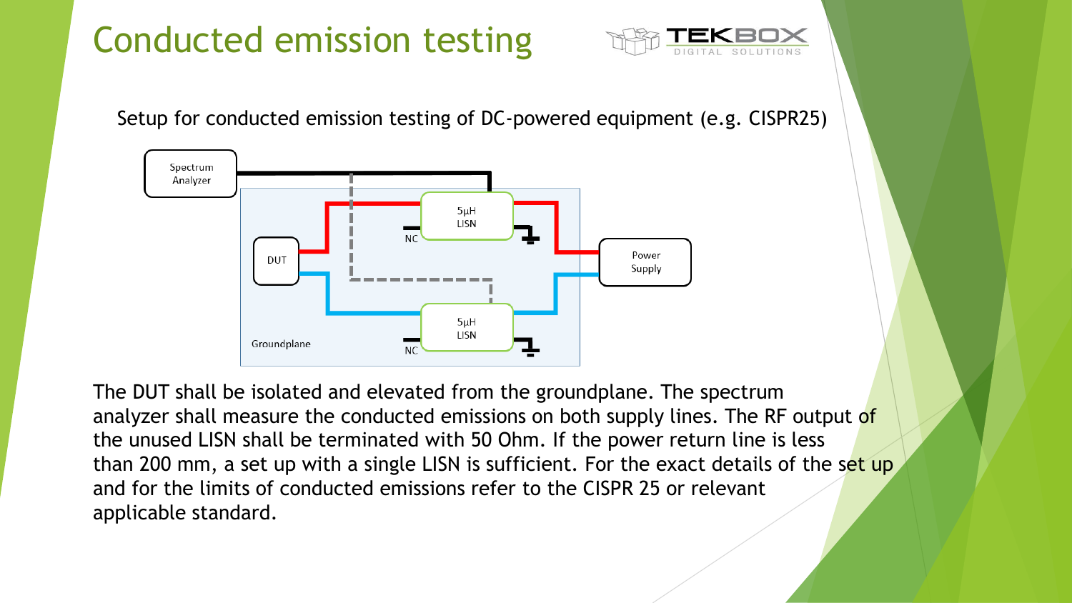# Conducted emission testing

Setup for conducted emission testing of DC-powered equipment (e.g. CISPR25)

Spectrum Analyzer

DUT

5µH LISN

NC

5µH LISN

NC

Power Supply

Groundplane

The DUT shall be isolated and elevated from the groundplane. The spectrum analyzer shall measure the conducted emissions on both supply lines. The RF output of the unused LISN shall be terminated with 50 Ohm. If the power return line is less than 200 mm, a set up with a single LISN is sufficient. For the exact details of the set up and for the limits of conducted emissions refer to the CISPR 25 or relevant applicable standard.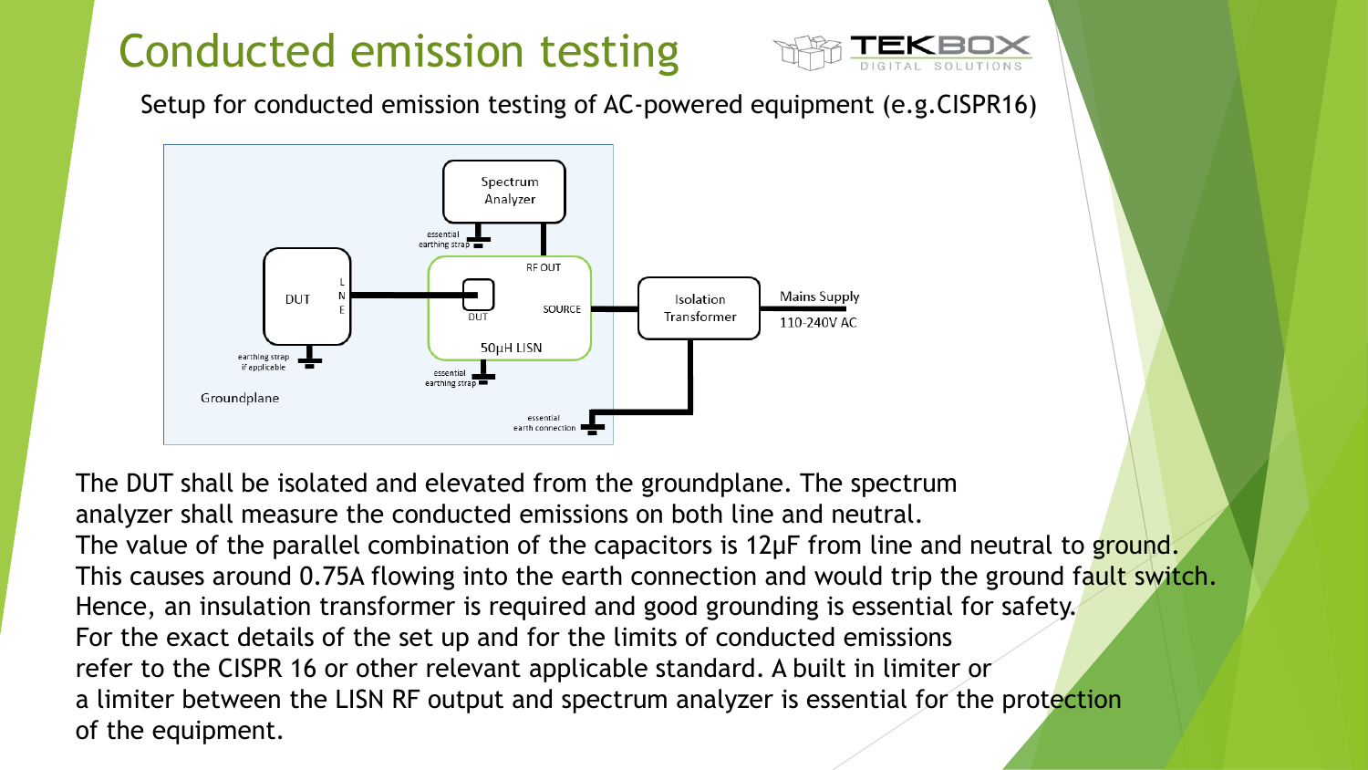# Conducted emission testing

Setup for conducted emission testing of AC-powered equipment (e.g.CISPR16)

The DUT shall be isolated and elevated from the groundplane. The spectrum analyzer shall measure the conducted emissions on both line and neutral.
The value of the parallel combination of the capacitors is 12µF from line and neutral to ground. This causes around 0.75A flowing into the earth connection and would trip the ground fault switch. Hence, an insulation transformer is required and good grounding is essential for safety.
For the exact details of the set up and for the limits of conducted emissions refer to the CISPR 16 or other relevant applicable standard. A built in limiter or a limiter between the LISN RF output and spectrum analyzer is essential for the protection of the equipment.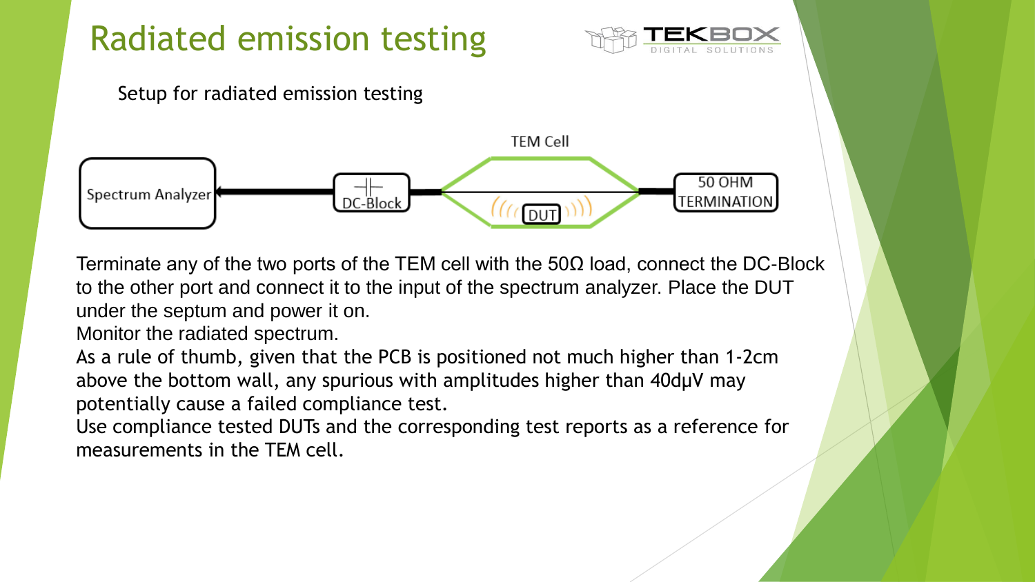# Radiated emission testing

Setup for radiated emission testing

Terminate any of the two ports of the TEM cell with the 50Ω load, connect the DC-Block to the other port and connect it to the input of the spectrum analyzer. Place the DUT under the septum and power it on.

Monitor the radiated spectrum.

As a rule of thumb, given that the PCB is positioned not much higher than 1-2cm above the bottom wall, any spurious with amplitudes higher than 40dµV may potentially cause a failed compliance test.

Use compliance tested DUTs and the corresponding test reports as a reference for measurements in the TEM cell.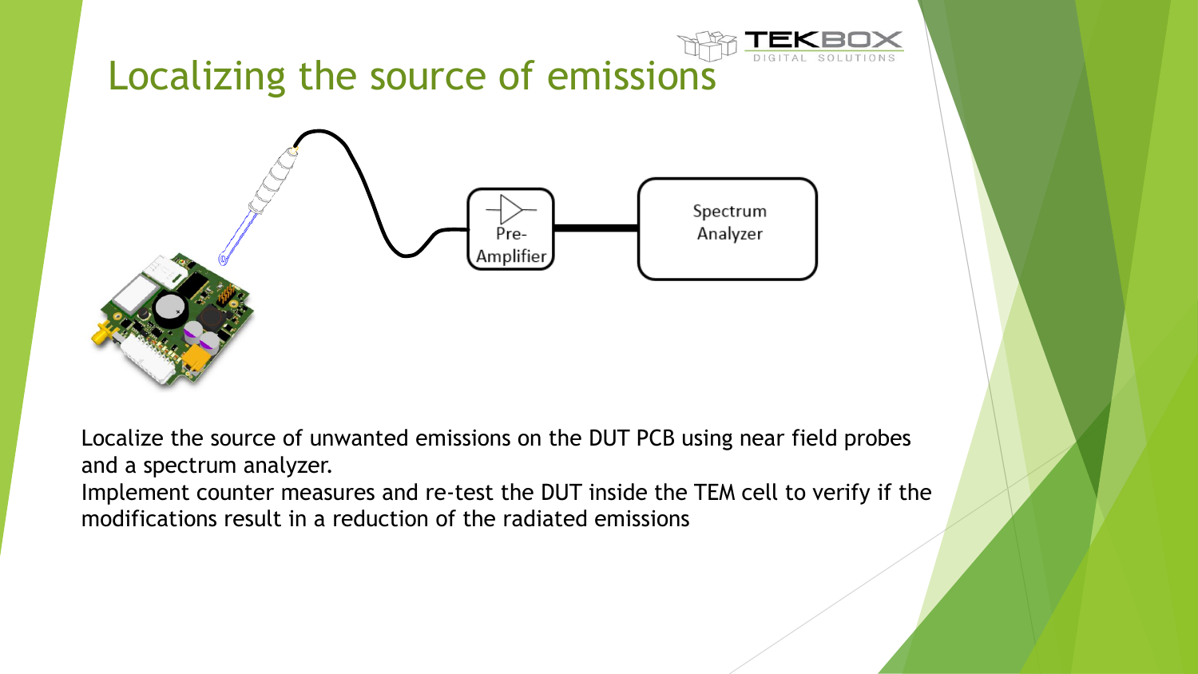# Localizing the source of emissions

Pre-Amplifier

Spectrum Analyzer

Localize the source of unwanted emissions on the DUT PCB using near field probes and a spectrum analyzer.

Implement counter measures and re-test the DUT inside the TEM cell to verify if the modifications result in a reduction of the radiated emissions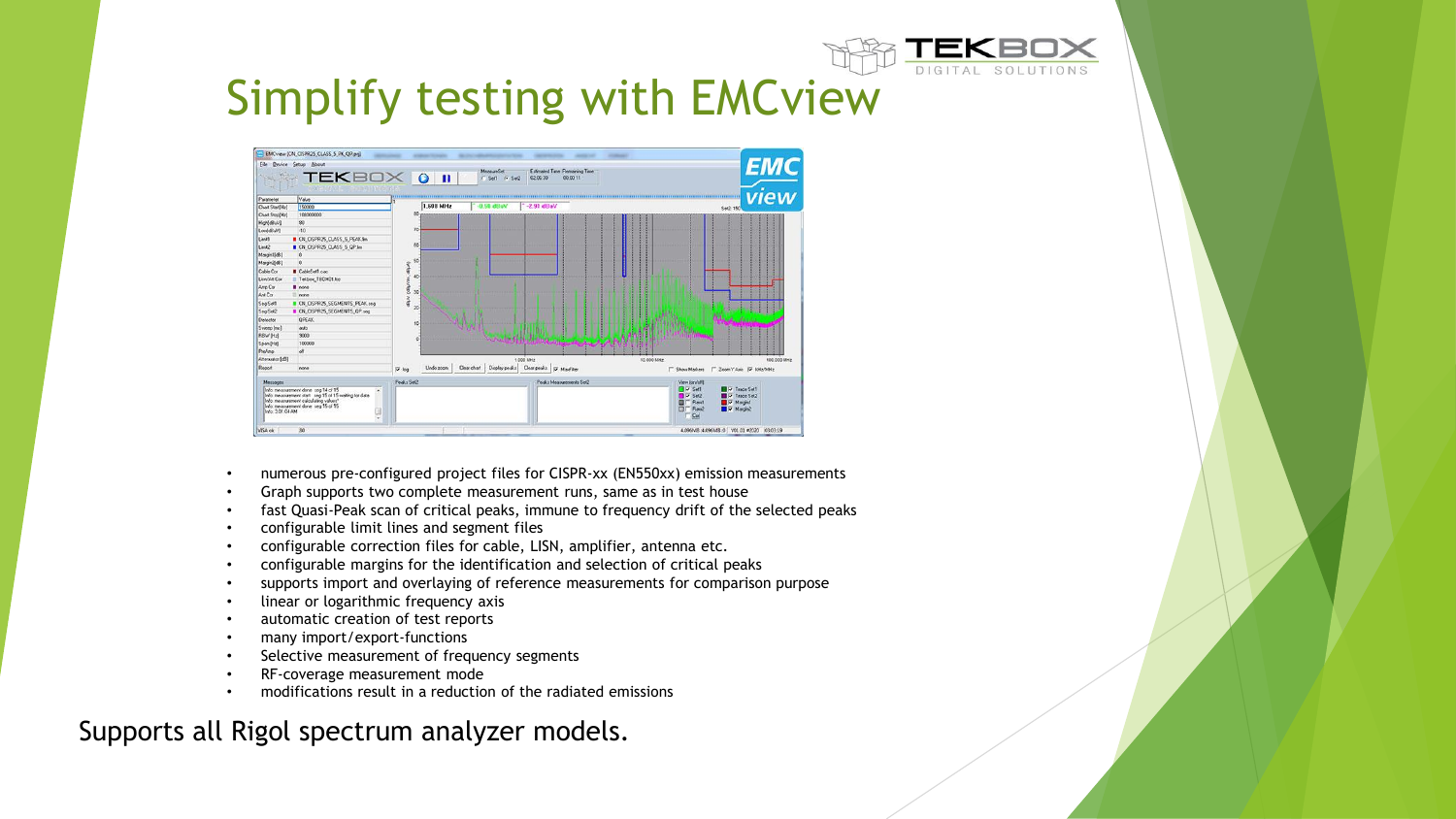# Simplify testing with EMCview

- numerous pre-configured project files for CISPR-xx (EN550xx) emission measurements
- Graph supports two complete measurement runs, same as in test house
- fast Quasi-Peak scan of critical peaks, immune to frequency drift of the selected peaks
- configurable limit lines and segment files
- configurable correction files for cable, LISN, amplifier, antenna etc.
- configurable margins for the identification and selection of critical peaks
- supports import and overlaying of reference measurements for comparison purpose
- linear or logarithmic frequency axis
- automatic creation of test reports
- many import/export-functions
- Selective measurement of frequency segments
- RF-coverage measurement mode
- modifications result in a reduction of the radiated emissions

Supports all Rigol spectrum analyzer models.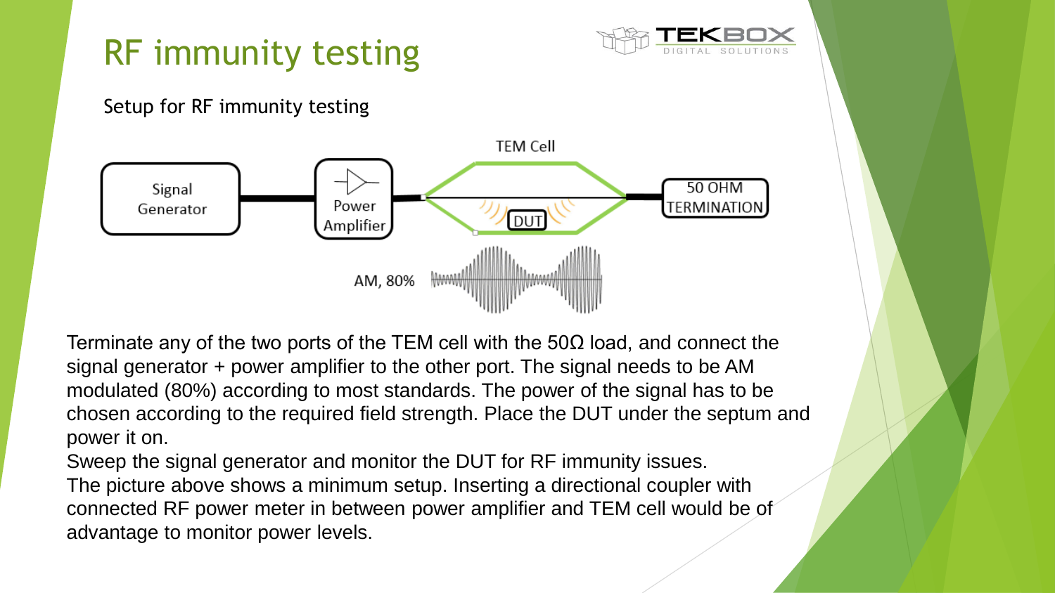# RF immunity testing

Setup for RF immunity testing

Terminate any of the two ports of the TEM cell with the 50Ω load, and connect the signal generator + power amplifier to the other port. The signal needs to be AM modulated (80%) according to most standards. The power of the signal has to be chosen according to the required field strength. Place the DUT under the septum and power it on.

Sweep the signal generator and monitor the DUT for RF immunity issues.

The picture above shows a minimum setup. Inserting a directional coupler with connected RF power meter in between power amplifier and TEM cell would be of advantage to monitor power levels.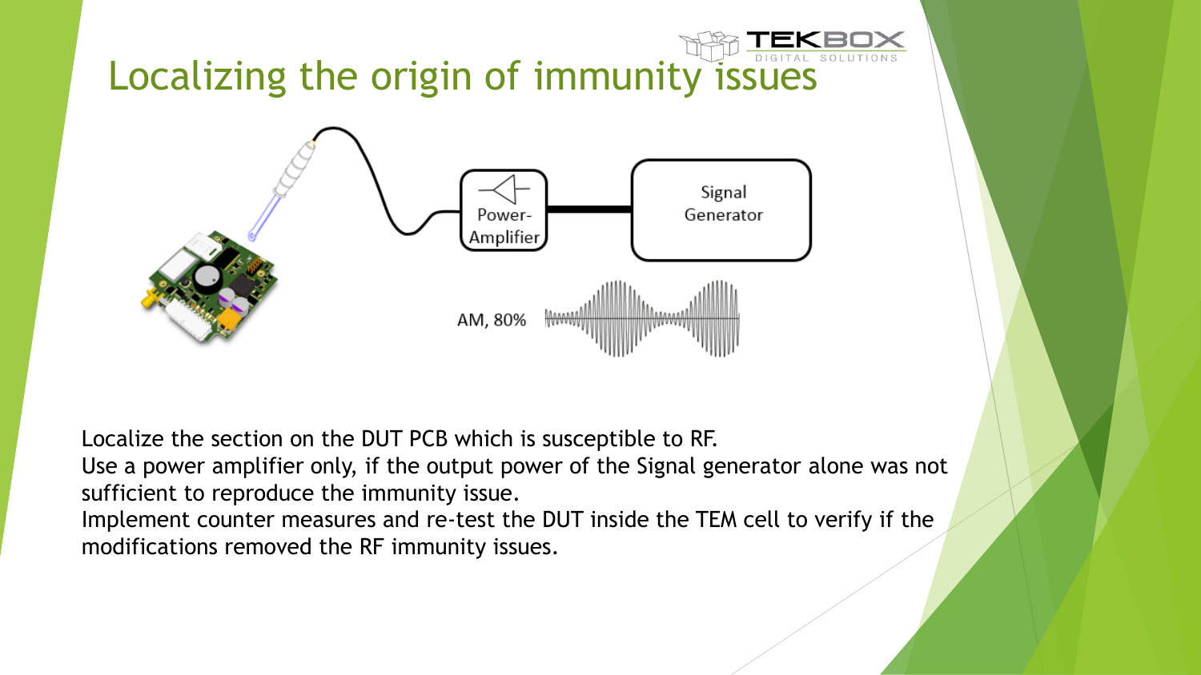# Localizing the origin of immunity issues

Power-Amplifier

Signal Generator

AM, 80%

Localize the section on the DUT PCB which is susceptible to RF.
Use a power amplifier only, if the output power of the Signal generator alone was not sufficient to reproduce the immunity issue.
Implement counter measures and re-test the DUT inside the TEM cell to verify if the modifications removed the RF immunity issues.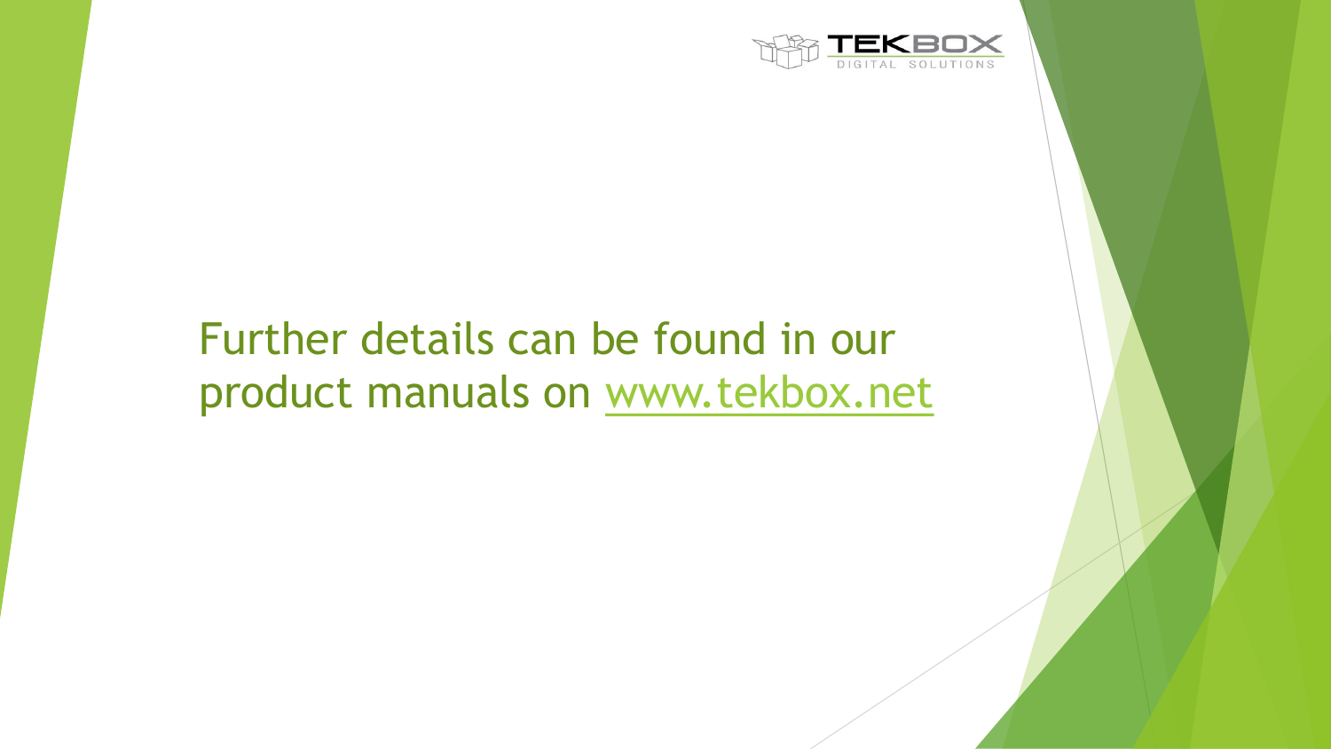Further details can be found in our product manuals on [www.tekbox.net](http://www.tekbox.net)